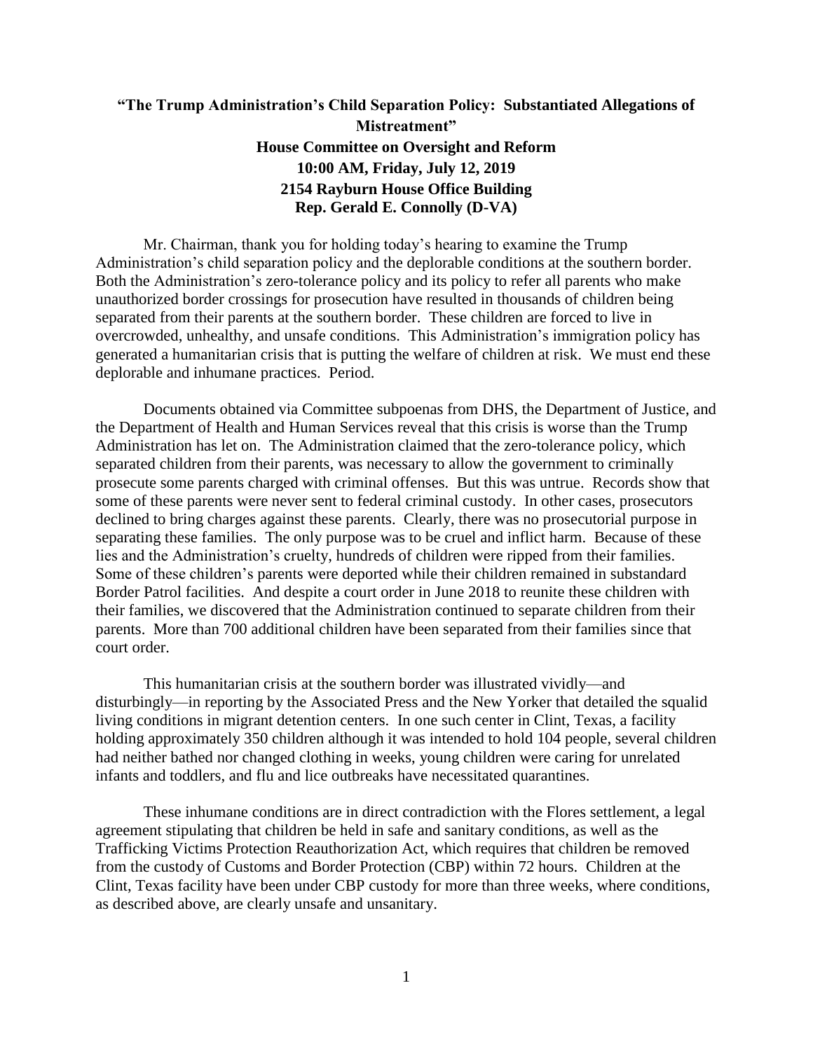# "The Trump Administration's Child Separation Policy: Substantiated Allegations of Mistreatment"

**House Committee on Oversight and Reform**
**10:00 AM, Friday, July 12, 2019**
**2154 Rayburn House Office Building**
**Rep. Gerald E. Connolly (D-VA)**

Mr. Chairman, thank you for holding today's hearing to examine the Trump Administration's child separation policy and the deplorable conditions at the southern border. Both the Administration's zero-tolerance policy and its policy to refer all parents who make unauthorized border crossings for prosecution have resulted in thousands of children being separated from their parents at the southern border. These children are forced to live in overcrowded, unhealthy, and unsafe conditions. This Administration's immigration policy has generated a humanitarian crisis that is putting the welfare of children at risk. We must end these deplorable and inhumane practices. Period.

Documents obtained via Committee subpoenas from DHS, the Department of Justice, and the Department of Health and Human Services reveal that this crisis is worse than the Trump Administration has let on. The Administration claimed that the zero-tolerance policy, which separated children from their parents, was necessary to allow the government to criminally prosecute some parents charged with criminal offenses. But this was untrue. Records show that some of these parents were never sent to federal criminal custody. In other cases, prosecutors declined to bring charges against these parents. Clearly, there was no prosecutorial purpose in separating these families. The only purpose was to be cruel and inflict harm. Because of these lies and the Administration's cruelty, hundreds of children were ripped from their families. Some of these children's parents were deported while their children remained in substandard Border Patrol facilities. And despite a court order in June 2018 to reunite these children with their families, we discovered that the Administration continued to separate children from their parents. More than 700 additional children have been separated from their families since that court order.

This humanitarian crisis at the southern border was illustrated vividly—and disturbingly—in reporting by the Associated Press and the New Yorker that detailed the squalid living conditions in migrant detention centers. In one such center in Clint, Texas, a facility holding approximately 350 children although it was intended to hold 104 people, several children had neither bathed nor changed clothing in weeks, young children were caring for unrelated infants and toddlers, and flu and lice outbreaks have necessitated quarantines.

These inhumane conditions are in direct contradiction with the Flores settlement, a legal agreement stipulating that children be held in safe and sanitary conditions, as well as the Trafficking Victims Protection Reauthorization Act, which requires that children be removed from the custody of Customs and Border Protection (CBP) within 72 hours. Children at the Clint, Texas facility have been under CBP custody for more than three weeks, where conditions, as described above, are clearly unsafe and unsanitary.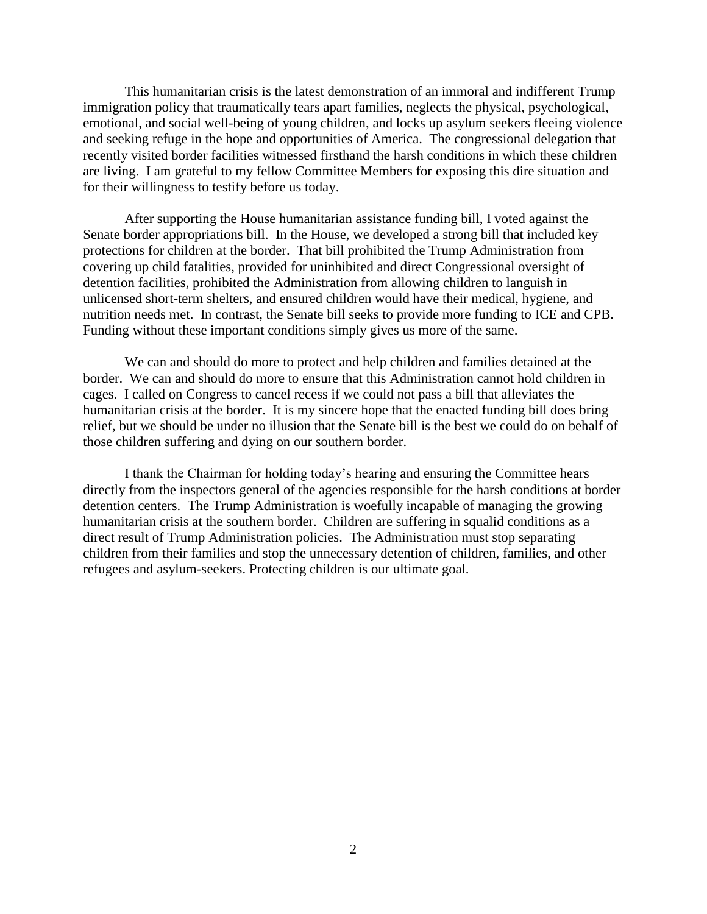This humanitarian crisis is the latest demonstration of an immoral and indifferent Trump immigration policy that traumatically tears apart families, neglects the physical, psychological, emotional, and social well-being of young children, and locks up asylum seekers fleeing violence and seeking refuge in the hope and opportunities of America. The congressional delegation that recently visited border facilities witnessed firsthand the harsh conditions in which these children are living. I am grateful to my fellow Committee Members for exposing this dire situation and for their willingness to testify before us today.

After supporting the House humanitarian assistance funding bill, I voted against the Senate border appropriations bill. In the House, we developed a strong bill that included key protections for children at the border. That bill prohibited the Trump Administration from covering up child fatalities, provided for uninhibited and direct Congressional oversight of detention facilities, prohibited the Administration from allowing children to languish in unlicensed short-term shelters, and ensured children would have their medical, hygiene, and nutrition needs met. In contrast, the Senate bill seeks to provide more funding to ICE and CPB. Funding without these important conditions simply gives us more of the same.

We can and should do more to protect and help children and families detained at the border. We can and should do more to ensure that this Administration cannot hold children in cages. I called on Congress to cancel recess if we could not pass a bill that alleviates the humanitarian crisis at the border. It is my sincere hope that the enacted funding bill does bring relief, but we should be under no illusion that the Senate bill is the best we could do on behalf of those children suffering and dying on our southern border.

I thank the Chairman for holding today's hearing and ensuring the Committee hears directly from the inspectors general of the agencies responsible for the harsh conditions at border detention centers. The Trump Administration is woefully incapable of managing the growing humanitarian crisis at the southern border. Children are suffering in squalid conditions as a direct result of Trump Administration policies. The Administration must stop separating children from their families and stop the unnecessary detention of children, families, and other refugees and asylum-seekers. Protecting children is our ultimate goal.